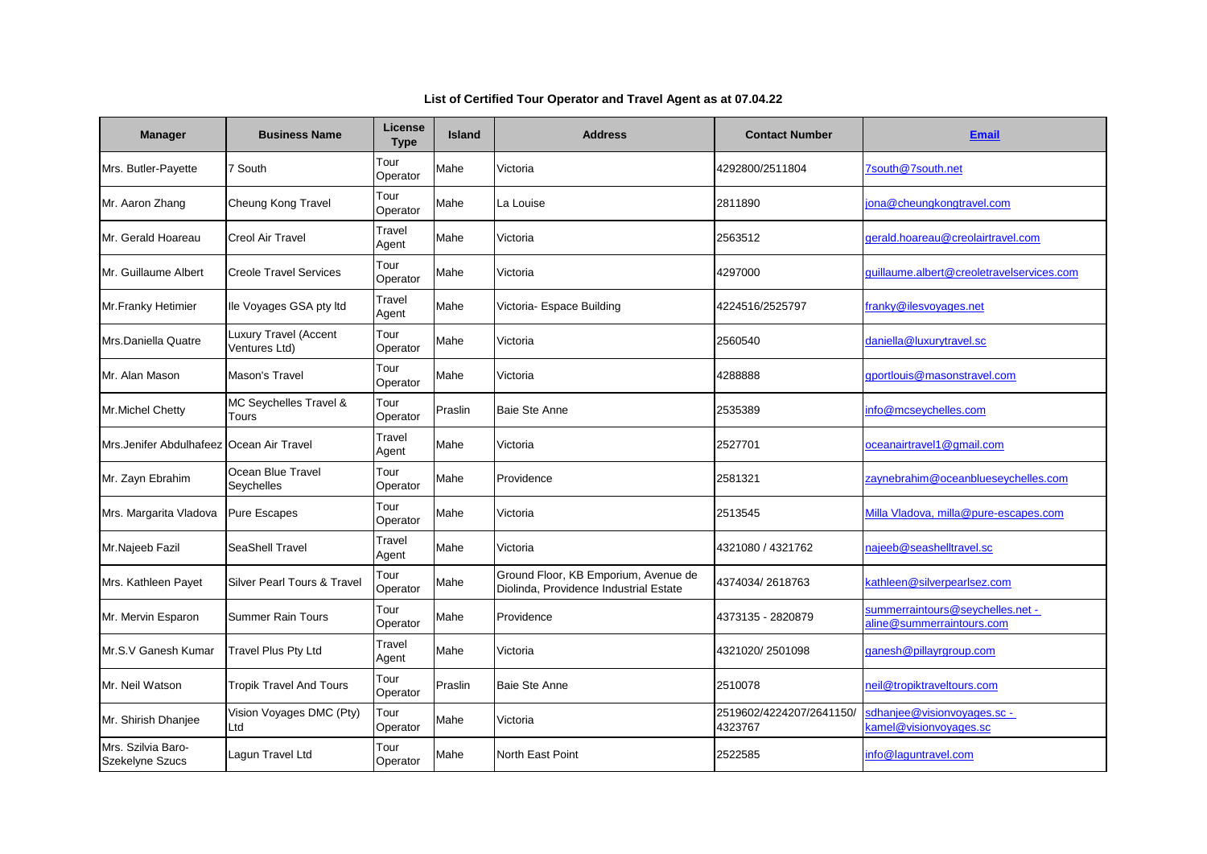# List of Certified Tour Operator and Travel Agent as at 07.04.22

| Manager | Business Name | License Type | Island | Address | Contact Number | Email |
|---|---|---|---|---|---|---|
| Mrs. Butler-Payette | 7 South | Tour Operator | Mahe | Victoria | 4292800/2511804 | 7south@7south.net |
| Mr. Aaron Zhang | Cheung Kong Travel | Tour Operator | Mahe | La Louise | 2811890 | jona@cheungkongtravel.com |
| Mr. Gerald Hoareau | Creol Air Travel | Travel Agent | Mahe | Victoria | 2563512 | gerald.hoareau@creolairtravel.com |
| Mr. Guillaume Albert | Creole Travel Services | Tour Operator | Mahe | Victoria | 4297000 | guillaume.albert@creoletravelservices.com |
| Mr.Franky Hetimier | Ile Voyages GSA pty ltd | Travel Agent | Mahe | Victoria- Espace Building | 4224516/2525797 | franky@ilesvoyages.net |
| Mrs.Daniella Quatre | Luxury Travel (Accent Ventures Ltd) | Tour Operator | Mahe | Victoria | 2560540 | daniella@luxurytravel.sc |
| Mr. Alan Mason | Mason's Travel | Tour Operator | Mahe | Victoria | 4288888 | gportlouis@masonstravel.com |
| Mr.Michel Chetty | MC Seychelles Travel & Tours | Tour Operator | Praslin | Baie Ste Anne | 2535389 | info@mcseychelles.com |
| Mrs.Jenifer Abdulhafeez | Ocean Air Travel | Travel Agent | Mahe | Victoria | 2527701 | oceanairtravel1@gmail.com |
| Mr. Zayn Ebrahim | Ocean Blue Travel Seychelles | Tour Operator | Mahe | Providence | 2581321 | zaynebrahim@oceanblueseychelles.com |
| Mrs. Margarita Vladova | Pure Escapes | Tour Operator | Mahe | Victoria | 2513545 | Milla Vladova, milla@pure-escapes.com |
| Mr.Najeeb Fazil | SeaShell Travel | Travel Agent | Mahe | Victoria | 4321080 / 4321762 | najeeb@seashelltravel.sc |
| Mrs. Kathleen Payet | Silver Pearl Tours & Travel | Tour Operator | Mahe | Ground Floor, KB Emporium, Avenue de Diolinda, Providence Industrial Estate | 4374034/ 2618763 | kathleen@silverpearlsez.com |
| Mr. Mervin Esparon | Summer Rain Tours | Tour Operator | Mahe | Providence | 4373135 - 2820879 | summerraintours@seychelles.net - aline@summerraintours.com |
| Mr.S.V Ganesh Kumar | Travel Plus Pty Ltd | Travel Agent | Mahe | Victoria | 4321020/ 2501098 | ganesh@pillayrgroup.com |
| Mr. Neil Watson | Tropik Travel And Tours | Tour Operator | Praslin | Baie Ste Anne | 2510078 | neil@tropiktraveltours.com |
| Mr. Shirish Dhanjee | Vision Voyages DMC (Pty) Ltd | Tour Operator | Mahe | Victoria | 2519602/4224207/2641150/ 4323767 | sdhanjee@visionvoyages.sc - kamel@visionvoyages.sc |
| Mrs. Szilvia Baro-Szekelyne Szucs | Lagun Travel Ltd | Tour Operator | Mahe | North East Point | 2522585 | info@laguntravel.com |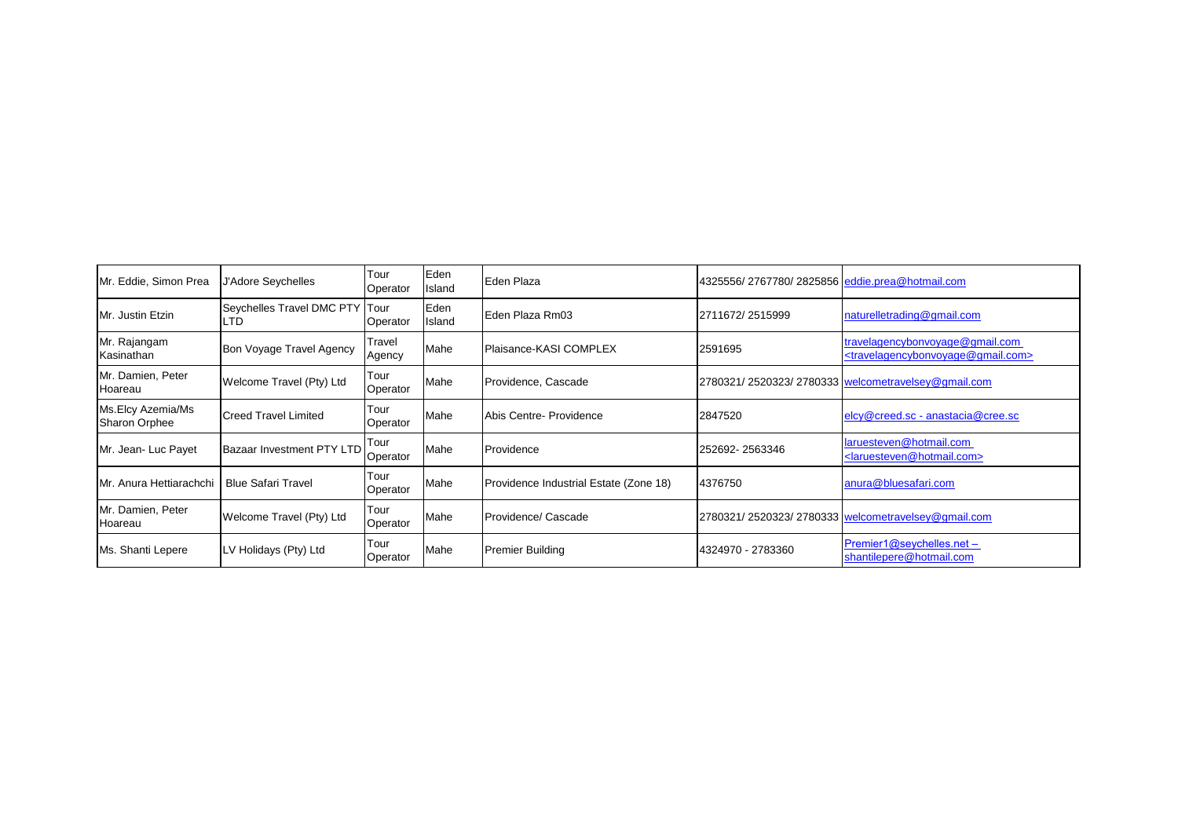| | | | | | | |
|---|---|---|---|---|---|---|
| Mr. Eddie, Simon Prea | J'Adore Seychelles | Tour Operator | Eden Island | Eden Plaza | 4325556/ 2767780/ 2825856 | eddie.prea@hotmail.com |
| Mr. Justin Etzin | Seychelles Travel DMC PTY LTD | Tour Operator | Eden Island | Eden Plaza Rm03 | 2711672/ 2515999 | naturelletrading@gmail.com |
| Mr. Rajangam Kasinathan | Bon Voyage Travel Agency | Travel Agency | Mahe | Plaisance-KASI COMPLEX | 2591695 | travelagencybonvoyage@gmail.com <travelagencybonvoyage@gmail.com> |
| Mr. Damien, Peter Hoareau | Welcome Travel (Pty) Ltd | Tour Operator | Mahe | Providence, Cascade | 2780321/ 2520323/ 2780333 | welcometravelsey@gmail.com |
| Ms.Elcy Azemia/Ms Sharon Orphee | Creed Travel Limited | Tour Operator | Mahe | Abis Centre- Providence | 2847520 | elcy@creed.sc - anastacia@cree.sc |
| Mr. Jean- Luc Payet | Bazaar Investment PTY LTD | Tour Operator | Mahe | Providence | 252692- 2563346 | laruesteven@hotmail.com <laruesteven@hotmail.com> |
| Mr. Anura Hettiarachchi | Blue Safari Travel | Tour Operator | Mahe | Providence Industrial Estate (Zone 18) | 4376750 | anura@bluesafari.com |
| Mr. Damien, Peter Hoareau | Welcome Travel (Pty) Ltd | Tour Operator | Mahe | Providence/ Cascade | 2780321/ 2520323/ 2780333 | welcometravelsey@gmail.com |
| Ms. Shanti Lepere | LV Holidays (Pty) Ltd | Tour Operator | Mahe | Premier Building | 4324970 - 2783360 | Premier1@seychelles.net – shantilepere@hotmail.com |